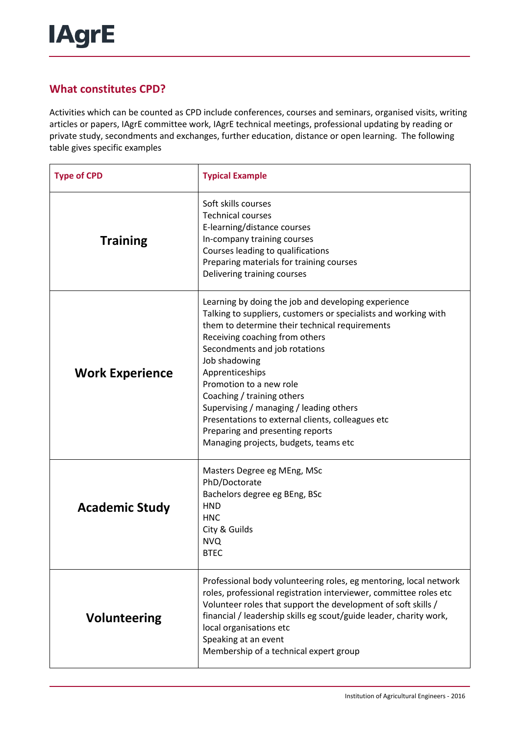# IAgrE

## What constitutes CPD?

Activities which can be counted as CPD include conferences, courses and seminars, organised visits, writing articles or papers, IAgrE committee work, IAgrE technical meetings, professional updating by reading or private study, secondments and exchanges, further education, distance or open learning. The following table gives specific examples

| Type of CPD | Typical Example |
| --- | --- |
| **Training** | Soft skills courses<br>Technical courses<br>E-learning/distance courses<br>In-company training courses<br>Courses leading to qualifications<br>Preparing materials for training courses<br>Delivering training courses |
| **Work Experience** | Learning by doing the job and developing experience<br>Talking to suppliers, customers or specialists and working with them to determine their technical requirements<br>Receiving coaching from others<br>Secondments and job rotations<br>Job shadowing<br>Apprenticeships<br>Promotion to a new role<br>Coaching / training others<br>Supervising / managing / leading others<br>Presentations to external clients, colleagues etc<br>Preparing and presenting reports<br>Managing projects, budgets, teams etc |
| **Academic Study** | Masters Degree eg MEng, MSc<br>PhD/Doctorate<br>Bachelors degree eg BEng, BSc<br>HND<br>HNC<br>City & Guilds<br>NVQ<br>BTEC |
| **Volunteering** | Professional body volunteering roles, eg mentoring, local network roles, professional registration interviewer, committee roles etc<br>Volunteer roles that support the development of soft skills / financial / leadership skills eg scout/guide leader, charity work, local organisations etc<br>Speaking at an event<br>Membership of a technical expert group |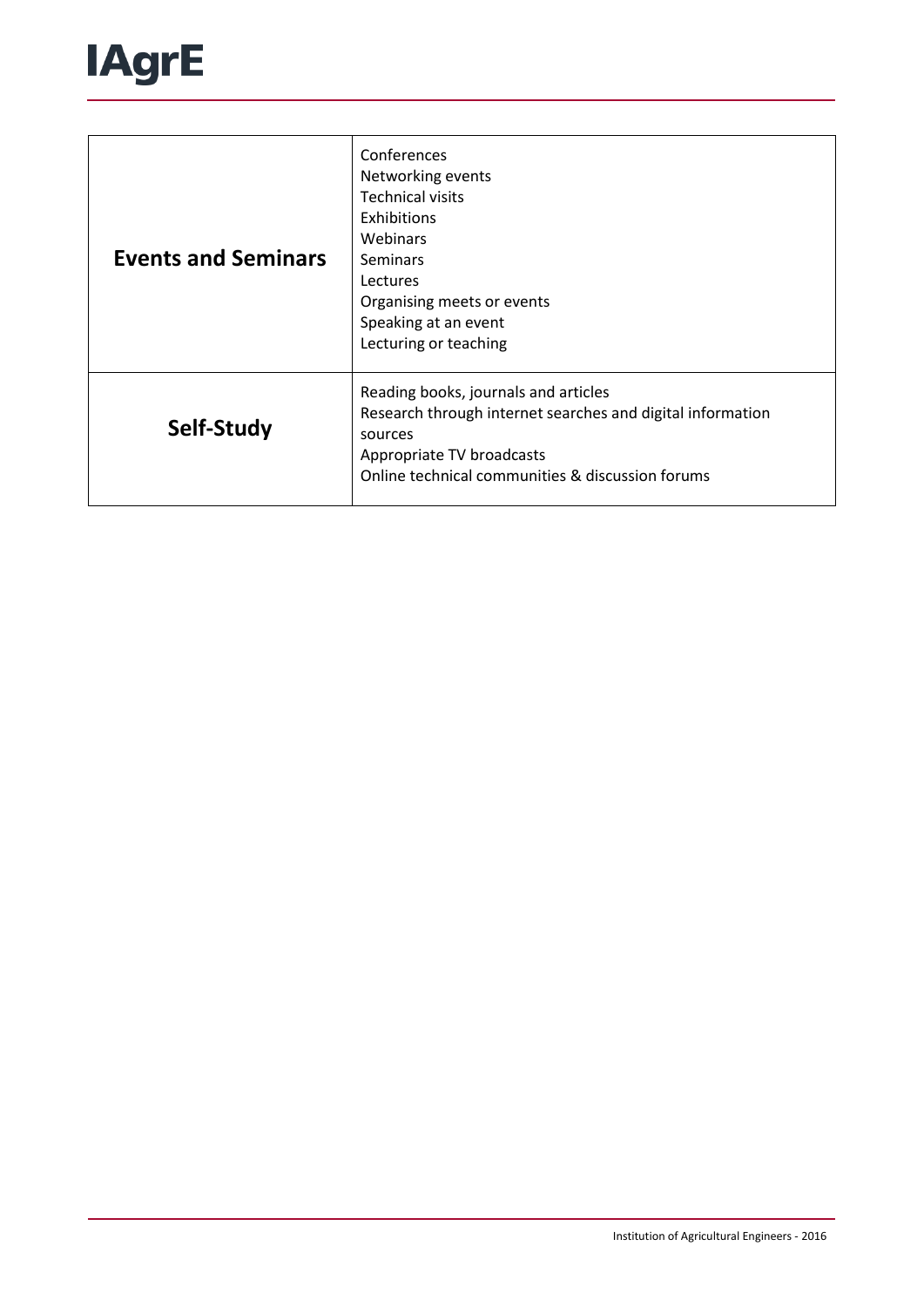| | |
|---|---|
| **Events and Seminars** | Conferences<br>Networking events<br>Technical visits<br>Exhibitions<br>Webinars<br>Seminars<br>Lectures<br>Organising meets or events<br>Speaking at an event<br>Lecturing or teaching |
| **Self-Study** | Reading books, journals and articles<br>Research through internet searches and digital information sources<br>Appropriate TV broadcasts<br>Online technical communities & discussion forums |